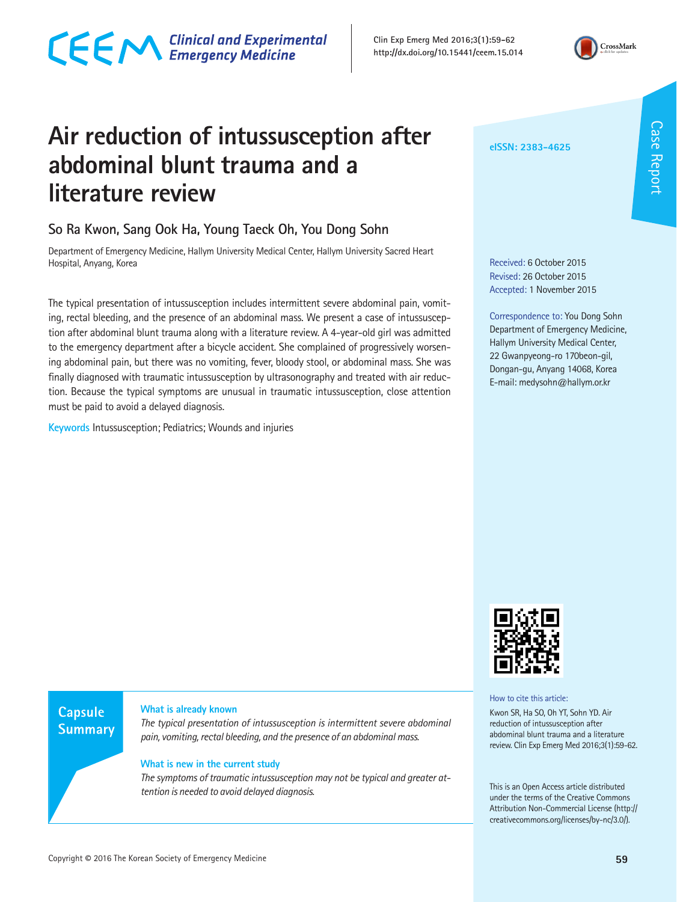# Air reduction of intussusception after abdominal blunt trauma and a literature review

So Ra Kwon, Sang Ook Ha, Young Taeck Oh, You Dong Sohn

Department of Emergency Medicine, Hallym University Medical Center, Hallym University Sacred Heart Hospital, Anyang, Korea

Case Report

eISSN: 2383-4625

Received: 6 October 2015
Revised: 26 October 2015
Accepted: 1 November 2015

Correspondence to: You Dong Sohn
Department of Emergency Medicine, Hallym University Medical Center, 22 Gwanpyeong-ro 170beon-gil, Dongan-gu, Anyang 14068, Korea
E-mail: medysohn@hallym.or.kr

The typical presentation of intussusception includes intermittent severe abdominal pain, vomiting, rectal bleeding, and the presence of an abdominal mass. We present a case of intussusception after abdominal blunt trauma along with a literature review. A 4-year-old girl was admitted to the emergency department after a bicycle accident. She complained of progressively worsening abdominal pain, but there was no vomiting, fever, bloody stool, or abdominal mass. She was finally diagnosed with traumatic intussusception by ultrasonography and treated with air reduction. Because the typical symptoms are unusual in traumatic intussusception, close attention must be paid to avoid a delayed diagnosis.

**Keywords** Intussusception; Pediatrics; Wounds and injuries

## Capsule Summary

**What is already known**

*The typical presentation of intussusception is intermittent severe abdominal pain, vomiting, rectal bleeding, and the presence of an abdominal mass.*

**What is new in the current study**

*The symptoms of traumatic intussusception may not be typical and greater attention is needed to avoid delayed diagnosis.*

How to cite this article:
Kwon SR, Ha SO, Oh YT, Sohn YD. Air reduction of intussusception after abdominal blunt trauma and a literature review. Clin Exp Emerg Med 2016;3(1):59-62.

This is an Open Access article distributed under the terms of the Creative Commons Attribution Non-Commercial License (http://creativecommons.org/licenses/by-nc/3.0/).

Copyright © 2016 The Korean Society of Emergency Medicine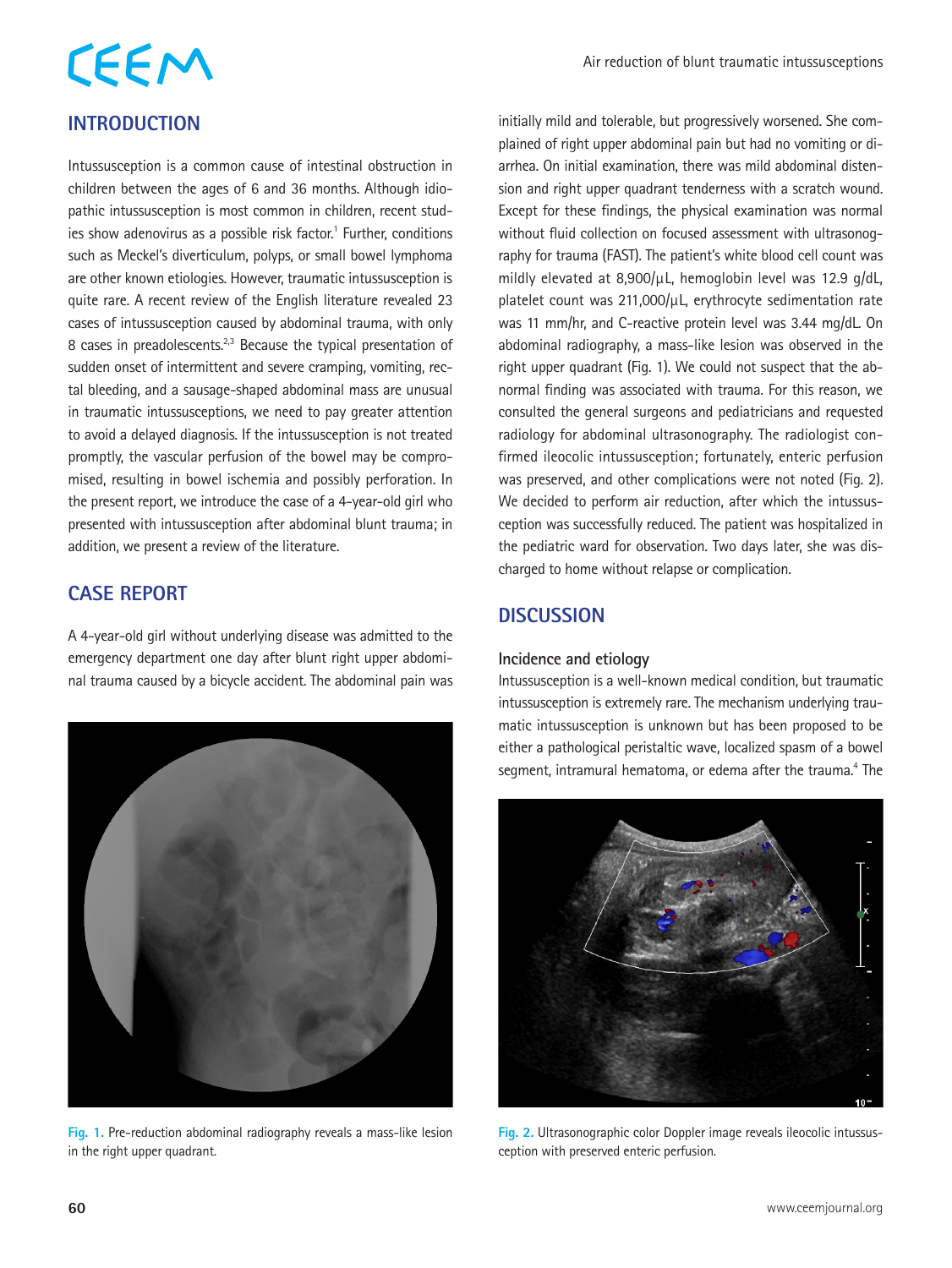## INTRODUCTION

Intussusception is a common cause of intestinal obstruction in children between the ages of 6 and 36 months. Although idiopathic intussusception is most common in children, recent studies show adenovirus as a possible risk factor.[1] Further, conditions such as Meckel's diverticulum, polyps, or small bowel lymphoma are other known etiologies. However, traumatic intussusception is quite rare. A recent review of the English literature revealed 23 cases of intussusception caused by abdominal trauma, with only 8 cases in preadolescents.[2,3] Because the typical presentation of sudden onset of intermittent and severe cramping, vomiting, rectal bleeding, and a sausage-shaped abdominal mass are unusual in traumatic intussusceptions, we need to pay greater attention to avoid a delayed diagnosis. If the intussusception is not treated promptly, the vascular perfusion of the bowel may be compromised, resulting in bowel ischemia and possibly perforation. In the present report, we introduce the case of a 4-year-old girl who presented with intussusception after abdominal blunt trauma; in addition, we present a review of the literature.

## CASE REPORT

A 4-year-old girl without underlying disease was admitted to the emergency department one day after blunt right upper abdominal trauma caused by a bicycle accident. The abdominal pain was initially mild and tolerable, but progressively worsened. She complained of right upper abdominal pain but had no vomiting or diarrhea. On initial examination, there was mild abdominal distension and right upper quadrant tenderness with a scratch wound. Except for these findings, the physical examination was normal without fluid collection on focused assessment with ultrasonography for trauma (FAST). The patient's white blood cell count was mildly elevated at 8,900/μL, hemoglobin level was 12.9 g/dL, platelet count was 211,000/μL, erythrocyte sedimentation rate was 11 mm/hr, and C-reactive protein level was 3.44 mg/dL. On abdominal radiography, a mass-like lesion was observed in the right upper quadrant (Fig. 1). We could not suspect that the abnormal finding was associated with trauma. For this reason, we consulted the general surgeons and pediatricians and requested radiology for abdominal ultrasonography. The radiologist confirmed ileocolic intussusception; fortunately, enteric perfusion was preserved, and other complications were not noted (Fig. 2). We decided to perform air reduction, after which the intussusception was successfully reduced. The patient was hospitalized in the pediatric ward for observation. Two days later, she was discharged to home without relapse or complication.

Fig. 1. Pre-reduction abdominal radiography reveals a mass-like lesion in the right upper quadrant.

Fig. 2. Ultrasonographic color Doppler image reveals ileocolic intussusception with preserved enteric perfusion.

## DISCUSSION

### Incidence and etiology

Intussusception is a well-known medical condition, but traumatic intussusception is extremely rare. The mechanism underlying traumatic intussusception is unknown but has been proposed to be either a pathological peristaltic wave, localized spasm of a bowel segment, intramural hematoma, or edema after the trauma.[4] The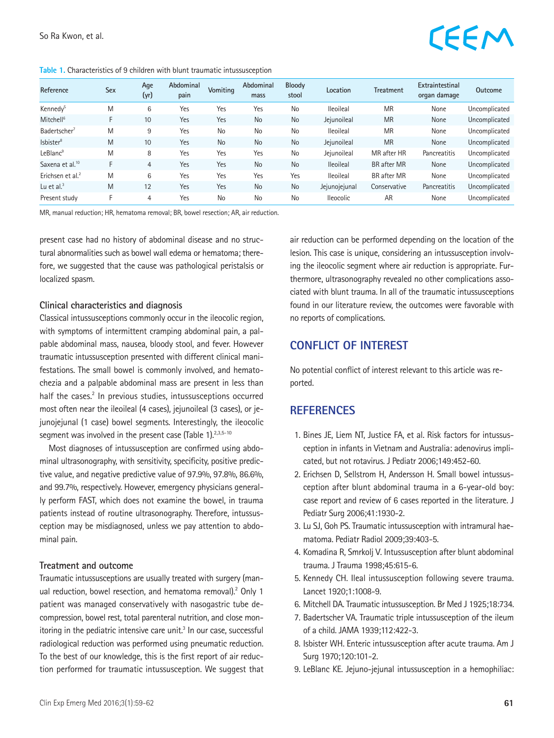**Table 1.** Characteristics of 9 children with blunt traumatic intussusception

| Reference | Sex | Age (yr) | Abdominal pain | Vomiting | Abdominal mass | Bloody stool | Location | Treatment | Extraintestinal organ damage | Outcome |
|---|---|---|---|---|---|---|---|---|---|---|
| Kennedy[5] | M | 6 | Yes | Yes | Yes | No | Ileoileal | MR | None | Uncomplicated |
| Mitchell[6] | F | 10 | Yes | Yes | No | No | Jejunoileal | MR | None | Uncomplicated |
| Badertscher[7] | M | 9 | Yes | No | No | No | Ileoileal | MR | None | Uncomplicated |
| Isbister[8] | M | 10 | Yes | No | No | No | Jejunoileal | MR | None | Uncomplicated |
| LeBlanc[9] | M | 8 | Yes | Yes | Yes | No | Jejunoileal | MR after HR | Pancreatitis | Uncomplicated |
| Saxena et al.[10] | F | 4 | Yes | Yes | No | No | Ileoileal | BR after MR | None | Uncomplicated |
| Erichsen et al.[2] | M | 6 | Yes | Yes | Yes | Yes | Ileoileal | BR after MR | None | Uncomplicated |
| Lu et al.[3] | M | 12 | Yes | Yes | No | No | Jejunojejunal | Conservative | Pancreatitis | Uncomplicated |
| Present study | F | 4 | Yes | No | No | No | Ileocolic | AR | None | Uncomplicated |

MR, manual reduction; HR, hematoma removal; BR, bowel resection; AR, air reduction.

present case had no history of abdominal disease and no structural abnormalities such as bowel wall edema or hematoma; therefore, we suggested that the cause was pathological peristalsis or localized spasm.

### Clinical characteristics and diagnosis

Classical intussusceptions commonly occur in the ileocolic region, with symptoms of intermittent cramping abdominal pain, a palpable abdominal mass, nausea, bloody stool, and fever. However traumatic intussusception presented with different clinical manifestations. The small bowel is commonly involved, and hematochezia and a palpable abdominal mass are present in less than half the cases.[2] In previous studies, intussusceptions occurred most often near the ileoileal (4 cases), jejunoileal (3 cases), or jejunojejunal (1 case) bowel segments. Interestingly, the ileocolic segment was involved in the present case (Table 1).[2,3,5-10]

Most diagnoses of intussusception are confirmed using abdominal ultrasonography, with sensitivity, specificity, positive predictive value, and negative predictive value of 97.9%, 97.8%, 86.6%, and 99.7%, respectively. However, emergency physicians generally perform FAST, which does not examine the bowel, in trauma patients instead of routine ultrasonography. Therefore, intussusception may be misdiagnosed, unless we pay attention to abdominal pain.

### Treatment and outcome

Traumatic intussusceptions are usually treated with surgery (manual reduction, bowel resection, and hematoma removal).[2] Only 1 patient was managed conservatively with nasogastric tube decompression, bowel rest, total parenteral nutrition, and close monitoring in the pediatric intensive care unit.[3] In our case, successful radiological reduction was performed using pneumatic reduction. To the best of our knowledge, this is the first report of air reduction performed for traumatic intussusception. We suggest that air reduction can be performed depending on the location of the lesion. This case is unique, considering an intussusception involving the ileocolic segment where air reduction is appropriate. Furthermore, ultrasonography revealed no other complications associated with blunt trauma. In all of the traumatic intussusceptions found in our literature review, the outcomes were favorable with no reports of complications.

## CONFLICT OF INTEREST

No potential conflict of interest relevant to this article was reported.

## REFERENCES

1. Bines JE, Liem NT, Justice FA, et al. Risk factors for intussusception in infants in Vietnam and Australia: adenovirus implicated, but not rotavirus. J Pediatr 2006;149:452-60.
2. Erichsen D, Sellstrom H, Andersson H. Small bowel intussusception after blunt abdominal trauma in a 6-year-old boy: case report and review of 6 cases reported in the literature. J Pediatr Surg 2006;41:1930-2.
3. Lu SJ, Goh PS. Traumatic intussusception with intramural haematoma. Pediatr Radiol 2009;39:403-5.
4. Komadina R, Smrkolj V. Intussusception after blunt abdominal trauma. J Trauma 1998;45:615-6.
5. Kennedy CH. Ileal intussusception following severe trauma. Lancet 1920;1:1008-9.
6. Mitchell DA. Traumatic intussusception. Br Med J 1925;18:734.
7. Badertscher VA. Traumatic triple intussusception of the ileum of a child. JAMA 1939;112:422-3.
8. Isbister WH. Enteric intussusception after acute trauma. Am J Surg 1970;120:101-2.
9. LeBlanc KE. Jejuno-jejunal intussusception in a hemophiliac: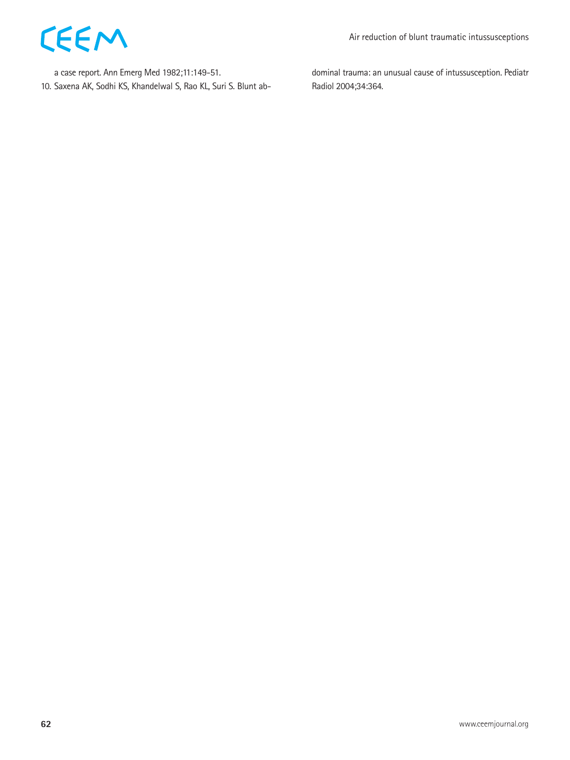a case report. Ann Emerg Med 1982;11:149-51.

10. Saxena AK, Sodhi KS, Khandelwal S, Rao KL, Suri S. Blunt abdominal trauma: an unusual cause of intussusception. Pediatr Radiol 2004;34:364.